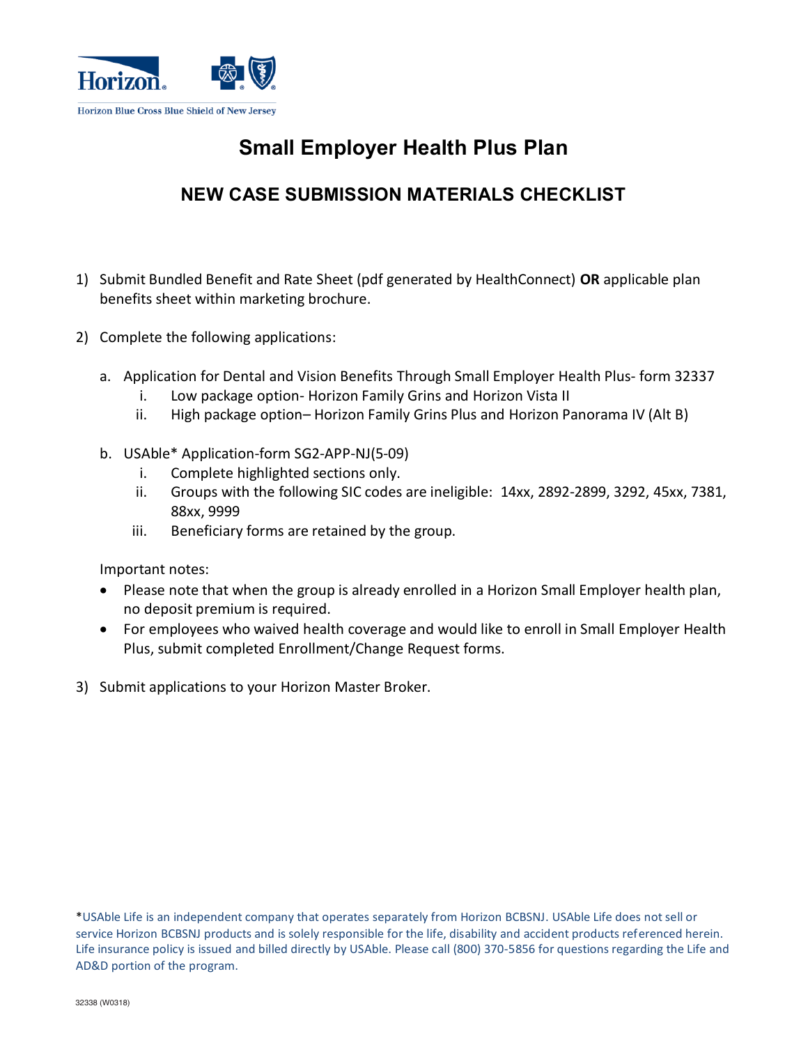Horizon Blue Cross Blue Shield of New Jersey

# Small Employer Health Plus Plan

## NEW CASE SUBMISSION MATERIALS CHECKLIST

1) Submit Bundled Benefit and Rate Sheet (pdf generated by HealthConnect) **OR** applicable plan benefits sheet within marketing brochure.

2) Complete the following applications:

   a. Application for Dental and Vision Benefits Through Small Employer Health Plus- form 32337
      i. Low package option- Horizon Family Grins and Horizon Vista II
      ii. High package option– Horizon Family Grins Plus and Horizon Panorama IV (Alt B)

   b. USAble* Application-form SG2-APP-NJ(5-09)
      i. Complete highlighted sections only.
      ii. Groups with the following SIC codes are ineligible: 14xx, 2892-2899, 3292, 45xx, 7381, 88xx, 9999
      iii. Beneficiary forms are retained by the group.

   Important notes:

   - Please note that when the group is already enrolled in a Horizon Small Employer health plan, no deposit premium is required.
   - For employees who waived health coverage and would like to enroll in Small Employer Health Plus, submit completed Enrollment/Change Request forms.

3) Submit applications to your Horizon Master Broker.

*USAble Life is an independent company that operates separately from Horizon BCBSNJ. USAble Life does not sell or service Horizon BCBSNJ products and is solely responsible for the life, disability and accident products referenced herein. Life insurance policy is issued and billed directly by USAble. Please call (800) 370-5856 for questions regarding the Life and AD&D portion of the program.

32338 (W0318)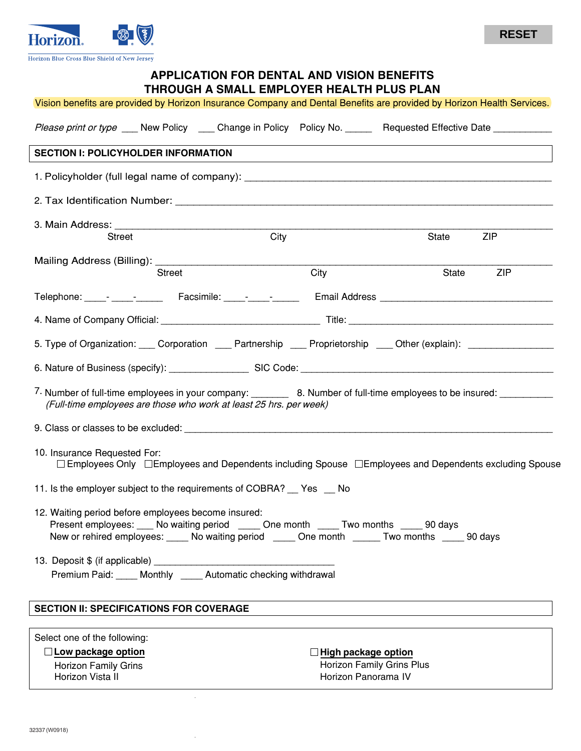Horizon Blue Cross Blue Shield of New Jersey

RESET

# APPLICATION FOR DENTAL AND VISION BENEFITS THROUGH A SMALL EMPLOYER HEALTH PLUS PLAN

Vision benefits are provided by Horizon Insurance Company and Dental Benefits are provided by Horizon Health Services.

*Please print or type* ___ New Policy ___ Change in Policy Policy No. _____ Requested Effective Date ___________

## SECTION I: POLICYHOLDER INFORMATION

1. Policyholder (full legal name of company): ______________________________________________

2. Tax Identification Number: ________________________________________________________

3. Main Address: ___________________________________________________________________
Street City State ZIP

Mailing Address (Billing): ____________________________________________________________
Street City State ZIP

Telephone: ____-____-_____ Facsimile: ____-____-_____ Email Address ___________________________

4. Name of Company Official: ______________________________ Title: ______________________________

5. Type of Organization: ___ Corporation ___ Partnership ___ Proprietorship ___ Other (explain): _______________

6. Nature of Business (specify): _______________ SIC Code: ____________________________________

7. Number of full-time employees in your company: _______ 8. Number of full-time employees to be insured: __________
*(Full-time employees are those who work at least 25 hrs. per week)*

9. Class or classes to be excluded: ____________________________________________________________

10. Insurance Requested For:
☐ Employees Only ☐ Employees and Dependents including Spouse ☐ Employees and Dependents excluding Spouse

11. Is the employer subject to the requirements of COBRA? __ Yes __ No

12. Waiting period before employees become insured:
Present employees: ___ No waiting period ____ One month ____ Two months ____ 90 days
New or rehired employees: ____ No waiting period ____ One month _____ Two months ____ 90 days

13. Deposit $ (if applicable) ___________________________________
Premium Paid: ____ Monthly ____ Automatic checking withdrawal

## SECTION II: SPECIFICATIONS FOR COVERAGE

Select one of the following:

☐ **Low package option**
Horizon Family Grins
Horizon Vista II

☐ **High package option**
Horizon Family Grins Plus
Horizon Panorama IV

32337 (W0918)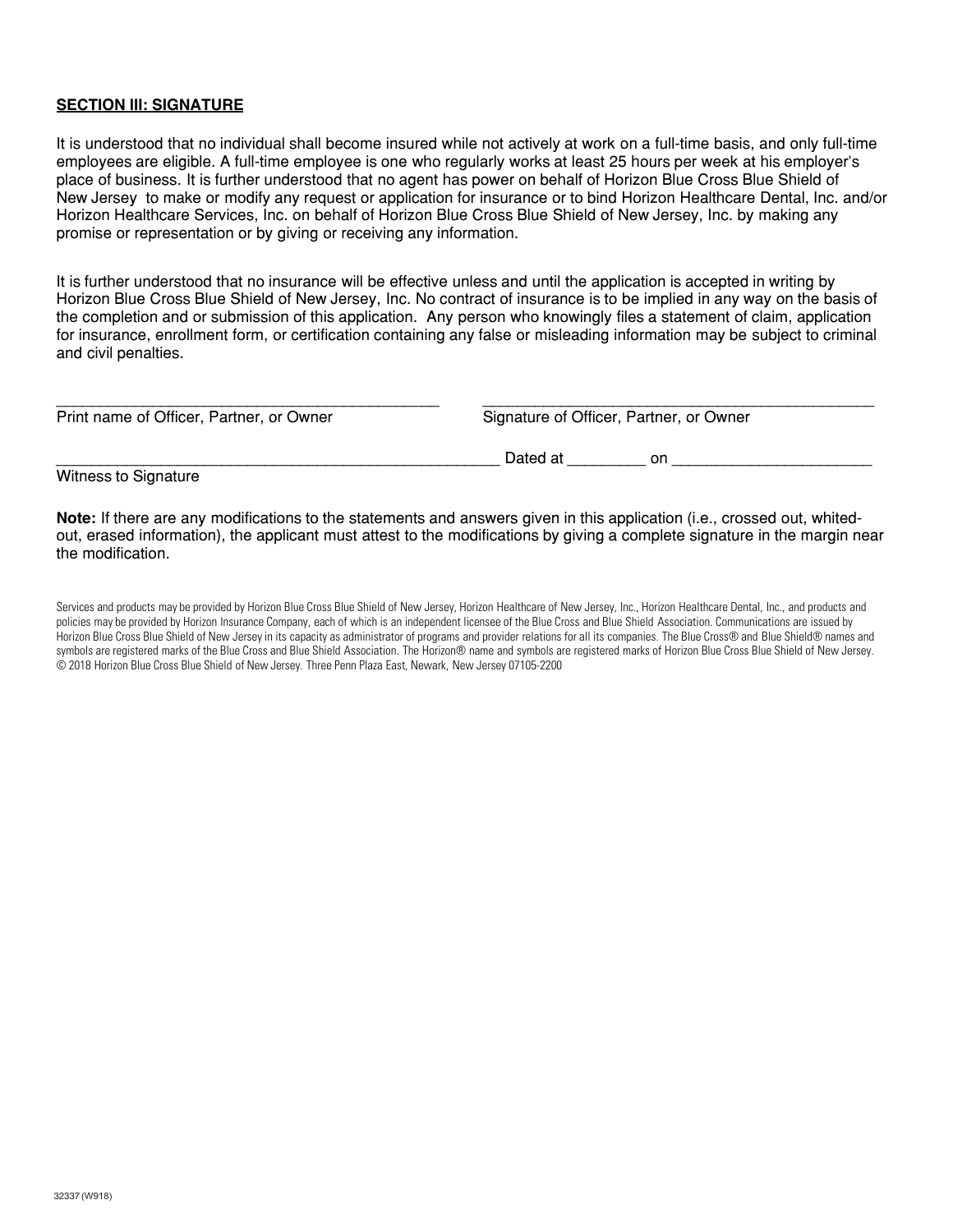**SECTION III: SIGNATURE**

It is understood that no individual shall become insured while not actively at work on a full-time basis, and only full-time employees are eligible. A full-time employee is one who regularly works at least 25 hours per week at his employer's place of business. It is further understood that no agent has power on behalf of Horizon Blue Cross Blue Shield of New Jersey to make or modify any request or application for insurance or to bind Horizon Healthcare Dental, Inc. and/or Horizon Healthcare Services, Inc. on behalf of Horizon Blue Cross Blue Shield of New Jersey, Inc. by making any promise or representation or by giving or receiving any information.

It is further understood that no insurance will be effective unless and until the application is accepted in writing by Horizon Blue Cross Blue Shield of New Jersey, Inc. No contract of insurance is to be implied in any way on the basis of the completion and or submission of this application. Any person who knowingly files a statement of claim, application for insurance, enrollment form, or certification containing any false or misleading information may be subject to criminal and civil penalties.

______________________________________________ ______________________________________________

Print name of Officer, Partner, or Owner Signature of Officer, Partner, or Owner

____________________________________________________ Dated at _________ on _______________________

Witness to Signature

**Note:** If there are any modifications to the statements and answers given in this application (i.e., crossed out, whited-out, erased information), the applicant must attest to the modifications by giving a complete signature in the margin near the modification.

Services and products may be provided by Horizon Blue Cross Blue Shield of New Jersey, Horizon Healthcare of New Jersey, Inc., Horizon Healthcare Dental, Inc., and products and policies may be provided by Horizon Insurance Company, each of which is an independent licensee of the Blue Cross and Blue Shield Association. Communications are issued by Horizon Blue Cross Blue Shield of New Jersey in its capacity as administrator of programs and provider relations for all its companies. The Blue Cross® and Blue Shield® names and symbols are registered marks of the Blue Cross and Blue Shield Association. The Horizon® name and symbols are registered marks of Horizon Blue Cross Blue Shield of New Jersey. © 2018 Horizon Blue Cross Blue Shield of New Jersey. Three Penn Plaza East, Newark, New Jersey 07105-2200

32337 (W918)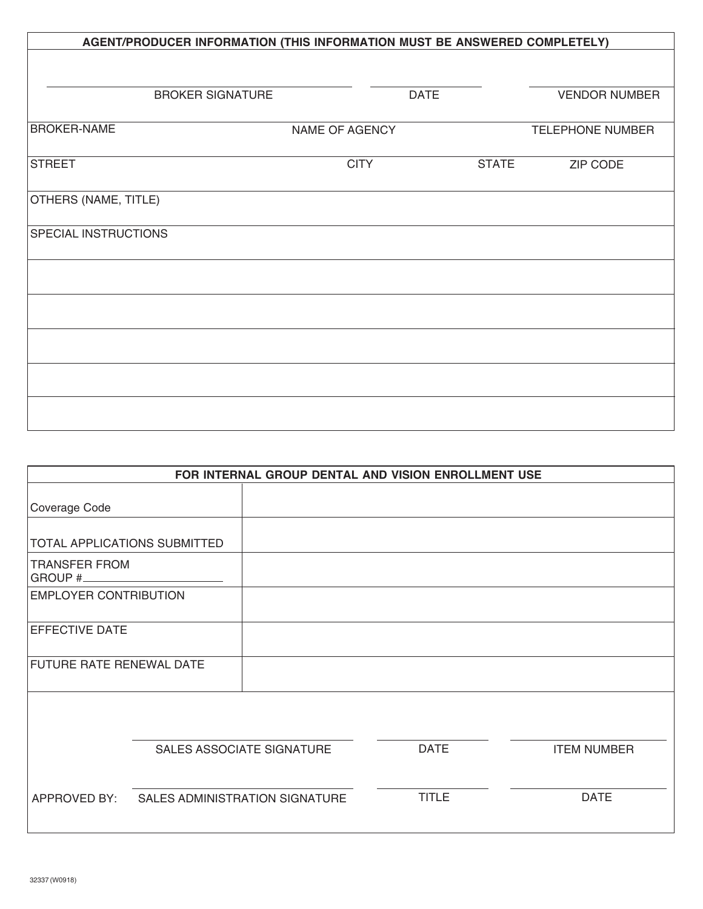## AGENT/PRODUCER INFORMATION (THIS INFORMATION MUST BE ANSWERED COMPLETELY)

| BROKER SIGNATURE | DATE | VENDOR NUMBER |
|---|---|---|
| | | |

| BROKER-NAME | NAME OF AGENCY | TELEPHONE NUMBER |
|---|---|---|
| | | |

| STREET | CITY | STATE | ZIP CODE |
|---|---|---|---|
| | | | |

OTHERS (NAME, TITLE)

SPECIAL INSTRUCTIONS

## FOR INTERNAL GROUP DENTAL AND VISION ENROLLMENT USE

| | |
|---|---|
| Coverage Code | |
| TOTAL APPLICATIONS SUBMITTED | |
| TRANSFER FROM GROUP #\_\_\_\_\_\_\_\_\_\_\_\_\_\_\_\_ | |
| EMPLOYER CONTRIBUTION | |
| EFFECTIVE DATE | |
| FUTURE RATE RENEWAL DATE | |

| | | | |
|---|---|---|---|
| | SALES ASSOCIATE SIGNATURE | DATE | ITEM NUMBER |
| APPROVED BY: | SALES ADMINISTRATION SIGNATURE | TITLE | DATE |

32337 (W0918)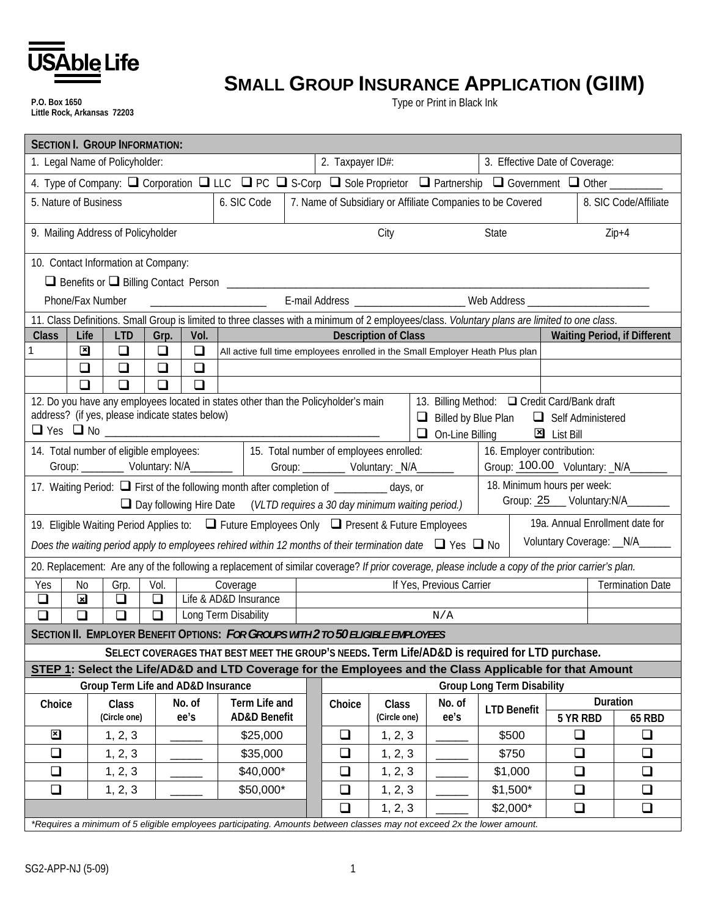USAble Life

P.O. Box 1650
Little Rock, Arkansas 72203

# SMALL GROUP INSURANCE APPLICATION (GIIM)

Type or Print in Black Ink

## SECTION I. GROUP INFORMATION:

| 1. Legal Name of Policyholder: | 2. Taxpayer ID#: | 3. Effective Date of Coverage: |
|---|---|---|

4. Type of Company: ☐ Corporation ☐ LLC ☐ PC ☐ S-Corp ☐ Sole Proprietor ☐ Partnership ☐ Government ☐ Other _________

| 5. Nature of Business | 6. SIC Code | 7. Name of Subsidiary or Affiliate Companies to be Covered | 8. SIC Code/Affiliate |
|---|---|---|---|

| 9. Mailing Address of Policyholder | City | State | Zip+4 |
|---|---|---|---|

10. Contact Information at Company:

☐ Benefits or ☐ Billing Contact Person ______________________________________________

Phone/Fax Number ____________________ E-mail Address ____________________ Web Address ______________________

11. Class Definitions. Small Group is limited to three classes with a minimum of 2 employees/class. *Voluntary plans are limited to one class.*

| Class | Life | LTD | Grp. | Vol. | Description of Class | Waiting Period, if Different |
|---|---|---|---|---|---|---|
| 1 | ☒ | ☐ | ☐ | ☐ | All active full time employees enrolled in the Small Employer Heath Plus plan | |
| | ☐ | ☐ | ☐ | ☐ | | |
| | ☐ | ☐ | ☐ | ☐ | | |

12. Do you have any employees located in states other than the Policyholder's main address? (if yes, please indicate states below)
☐ Yes ☐ No ____________________________________________

13. Billing Method: ☐ Credit Card/Bank draft
☐ Billed by Blue Plan ☐ Self Administered
☐ On-Line Billing ☒ List Bill

14. Total number of eligible employees:
Group: ________ Voluntary: N/A________

15. Total number of employees enrolled:
Group: ________ Voluntary: _N/A_______

16. Employer contribution:
Group: 100.00 Voluntary: _N/A_______

17. Waiting Period: ☐ First of the following month after completion of _________ days, or
☐ Day following Hire Date (*VLTD requires a 30 day minimum waiting period.*)

18. Minimum hours per week:
Group: 25 Voluntary:N/A________

19. Eligible Waiting Period Applies to: ☐ Future Employees Only ☐ Present & Future Employees

*Does the waiting period apply to employees rehired within 12 months of their termination date* ☐ Yes ☐ No

19a. Annual Enrollment date for Voluntary Coverage: __N/A______

20. Replacement: Are any of the following a replacement of similar coverage? *If prior coverage, please include a copy of the prior carrier's plan.*

| Yes | No | Grp. | Vol. | Coverage | If Yes, Previous Carrier | Termination Date |
|---|---|---|---|---|---|---|
| ☐ | ☒ | ☐ | ☐ | Life & AD&D Insurance | | |
| ☐ | ☐ | ☐ | ☐ | Long Term Disability | N/A | |

## SECTION II. EMPLOYER BENEFIT OPTIONS: *FOR GROUPS WITH 2 TO 50 ELIGIBLE EMPLOYEES*

**SELECT COVERAGES THAT BEST MEET THE GROUP'S NEEDS. Term Life/AD&D is required for LTD purchase.**

**STEP 1: Select the Life/AD&D and LTD Coverage for the Employees and the Class Applicable for that Amount**

| Group Term Life and AD&D Insurance | | | | Group Long Term Disability | | | | | |
|---|---|---|---|---|---|---|---|---|---|
| Choice | Class (Circle one) | No. of ee's | Term Life and AD&D Benefit | Choice | Class (Circle one) | No. of ee's | LTD Benefit | Duration 5 YR RBD | Duration 65 RBD |
| ☒ | 1, 2, 3 | _____ | $25,000 | ☐ | 1, 2, 3 | _____ | $500 | ☐ | ☐ |
| ☐ | 1, 2, 3 | _____ | $35,000 | ☐ | 1, 2, 3 | _____ | $750 | ☐ | ☐ |
| ☐ | 1, 2, 3 | _____ | $40,000* | ☐ | 1, 2, 3 | _____ | $1,000 | ☐ | ☐ |
| ☐ | 1, 2, 3 | _____ | $50,000* | ☐ | 1, 2, 3 | _____ | $1,500* | ☐ | ☐ |
| | | | | ☐ | 1, 2, 3 | _____ | $2,000* | ☐ | ☐ |

*\*Requires a minimum of 5 eligible employees participating. Amounts between classes may not exceed 2x the lower amount.*

SG2-APP-NJ (5-09)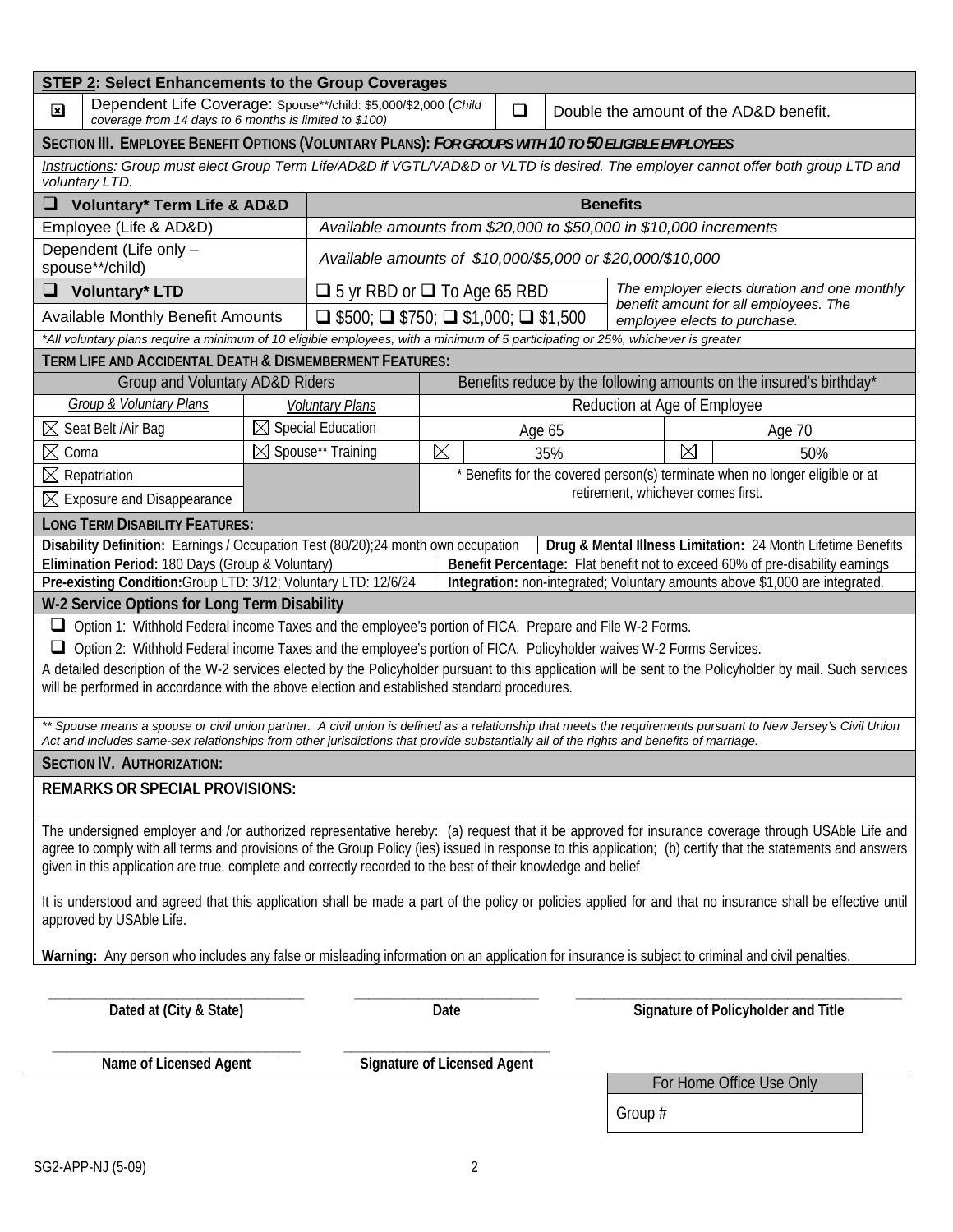**STEP 2: Select Enhancements to the Group Coverages**

| | | | |
|---|---|---|---|
| ☒ | Dependent Life Coverage: Spouse**/child: $5,000/$2,000 (*Child coverage from 14 days to 6 months is limited to $100)* | ☐ | Double the amount of the AD&D benefit. |

**SECTION III. EMPLOYEE BENEFIT OPTIONS (VOLUNTARY PLANS):** ***FOR GROUPS WITH 10 TO 50 ELIGIBLE EMPLOYEES***

*Instructions: Group must elect Group Term Life/AD&D if VGTL/VAD&D or VLTD is desired. The employer cannot offer both group LTD and voluntary LTD.*

| ☐ **Voluntary* Term Life & AD&D** | **Benefits** | |
|---|---|---|
| Employee (Life & AD&D) | *Available amounts from $20,000 to $50,000 in $10,000 increments* | |
| Dependent (Life only – spouse**/child) | *Available amounts of $10,000/$5,000 or $20,000/$10,000* | |
| ☐ **Voluntary* LTD** | ☐ 5 yr RBD or ☐ To Age 65 RBD | *The employer elects duration and one monthly benefit amount for all employees. The employee elects to purchase.* |
| Available Monthly Benefit Amounts | ☐ $500; ☐ $750; ☐ $1,000; ☐ $1,500 | |

*\*All voluntary plans require a minimum of 10 eligible employees, with a minimum of 5 participating or 25%, whichever is greater*

**TERM LIFE AND ACCIDENTAL DEATH & DISMEMBERMENT FEATURES:**

| Group and Voluntary AD&D Riders | | Benefits reduce by the following amounts on the insured's birthday* | | | |
|---|---|---|---|---|---|
| *Group & Voluntary Plans* | *Voluntary Plans* | Reduction at Age of Employee | | | |
| ☒ Seat Belt /Air Bag | ☒ Special Education | Age 65 | | Age 70 | |
| ☒ Coma | ☒ Spouse** Training | ☒ | 35% | ☒ | 50% |
| ☒ Repatriation | | * Benefits for the covered person(s) terminate when no longer eligible or at retirement, whichever comes first. | | | |
| ☒ Exposure and Disappearance | | | | | |

**LONG TERM DISABILITY FEATURES:**

| | |
|---|---|
| **Disability Definition:** Earnings / Occupation Test (80/20);24 month own occupation | **Drug & Mental Illness Limitation:** 24 Month Lifetime Benefits |
| **Elimination Period:** 180 Days (Group & Voluntary) | **Benefit Percentage:** Flat benefit not to exceed 60% of pre-disability earnings |
| **Pre-existing Condition:** Group LTD: 3/12; Voluntary LTD: 12/6/24 | **Integration:** non-integrated; Voluntary amounts above $1,000 are integrated. |

**W-2 Service Options for Long Term Disability**

☐ Option 1: Withhold Federal income Taxes and the employee's portion of FICA. Prepare and File W-2 Forms.

☐ Option 2: Withhold Federal income Taxes and the employee's portion of FICA. Policyholder waives W-2 Forms Services.

A detailed description of the W-2 services elected by the Policyholder pursuant to this application will be sent to the Policyholder by mail. Such services will be performed in accordance with the above election and established standard procedures.

*\*\* Spouse means a spouse or civil union partner. A civil union is defined as a relationship that meets the requirements pursuant to New Jersey's Civil Union Act and includes same-sex relationships from other jurisdictions that provide substantially all of the rights and benefits of marriage.*

**SECTION IV. AUTHORIZATION:**

**REMARKS OR SPECIAL PROVISIONS:**

The undersigned employer and /or authorized representative hereby: (a) request that it be approved for insurance coverage through USAble Life and agree to comply with all terms and provisions of the Group Policy (ies) issued in response to this application; (b) certify that the statements and answers given in this application are true, complete and correctly recorded to the best of their knowledge and belief

It is understood and agreed that this application shall be made a part of the policy or policies applied for and that no insurance shall be effective until approved by USAble Life.

**Warning:** Any person who includes any false or misleading information on an application for insurance is subject to criminal and civil penalties.

_______________________ **Dated at (City & State)** _______________________ **Date** _______________________ **Signature of Policyholder and Title**

_______________________ **Name of Licensed Agent** _______________________ **Signature of Licensed Agent**

| For Home Office Use Only |
|---|
| Group # |

SG2-APP-NJ (5-09)